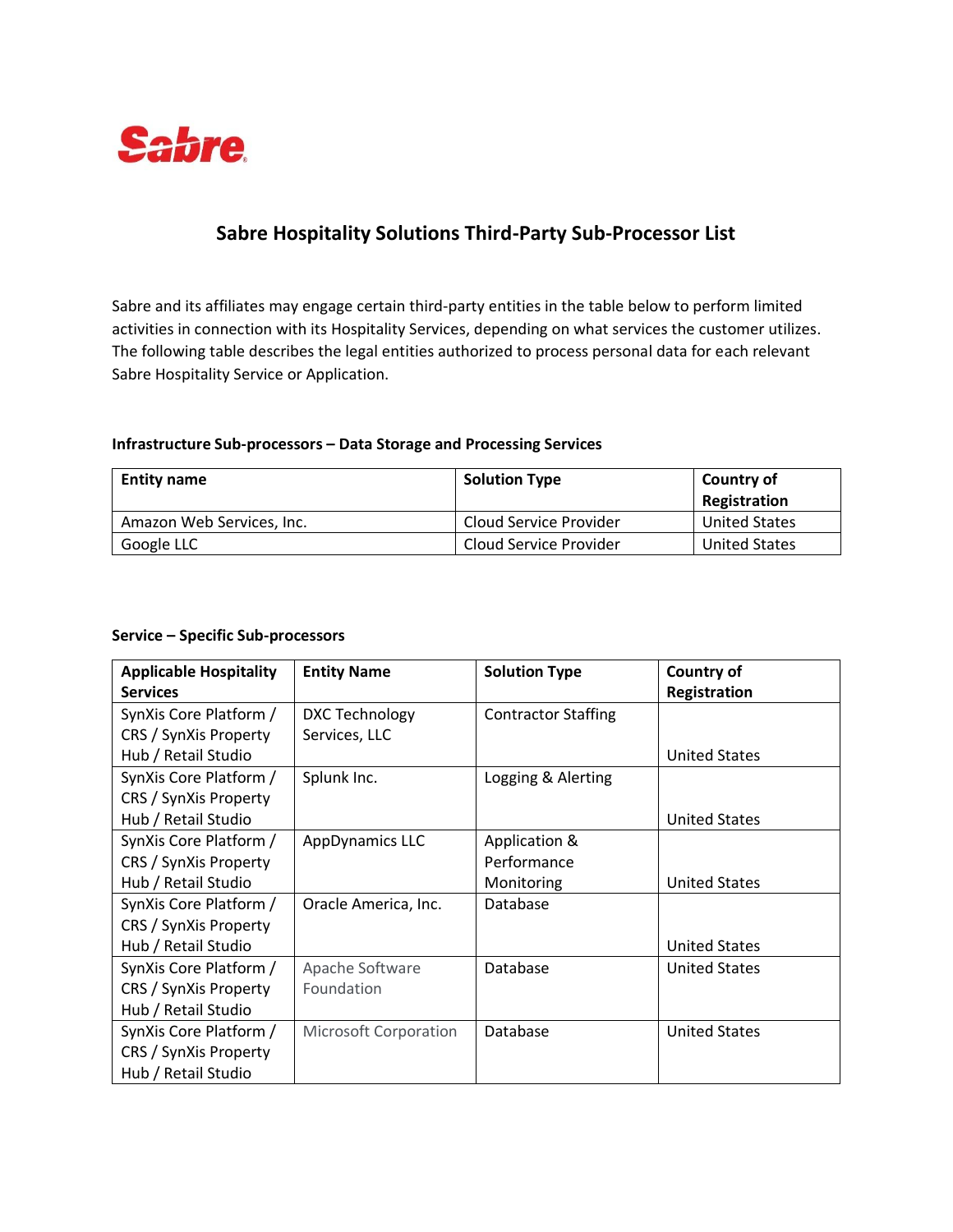Sabre

# Sabre Hospitality Solutions Third-Party Sub-Processor List

Sabre and its affiliates may engage certain third-party entities in the table below to perform limited activities in connection with its Hospitality Services, depending on what services the customer utilizes. The following table describes the legal entities authorized to process personal data for each relevant Sabre Hospitality Service or Application.

### Infrastructure Sub-processors – Data Storage and Processing Services

| Entity name | Solution Type | Country of Registration |
|---|---|---|
| Amazon Web Services, Inc. | Cloud Service Provider | United States |
| Google LLC | Cloud Service Provider | United States |

### Service – Specific Sub-processors

| Applicable Hospitality Services | Entity Name | Solution Type | Country of Registration |
|---|---|---|---|
| SynXis Core Platform / CRS / SynXis Property Hub / Retail Studio | DXC Technology Services, LLC | Contractor Staffing | United States |
| SynXis Core Platform / CRS / SynXis Property Hub / Retail Studio | Splunk Inc. | Logging & Alerting | United States |
| SynXis Core Platform / CRS / SynXis Property Hub / Retail Studio | AppDynamics LLC | Application & Performance Monitoring | United States |
| SynXis Core Platform / CRS / SynXis Property Hub / Retail Studio | Oracle America, Inc. | Database | United States |
| SynXis Core Platform / CRS / SynXis Property Hub / Retail Studio | Apache Software Foundation | Database | United States |
| SynXis Core Platform / CRS / SynXis Property Hub / Retail Studio | Microsoft Corporation | Database | United States |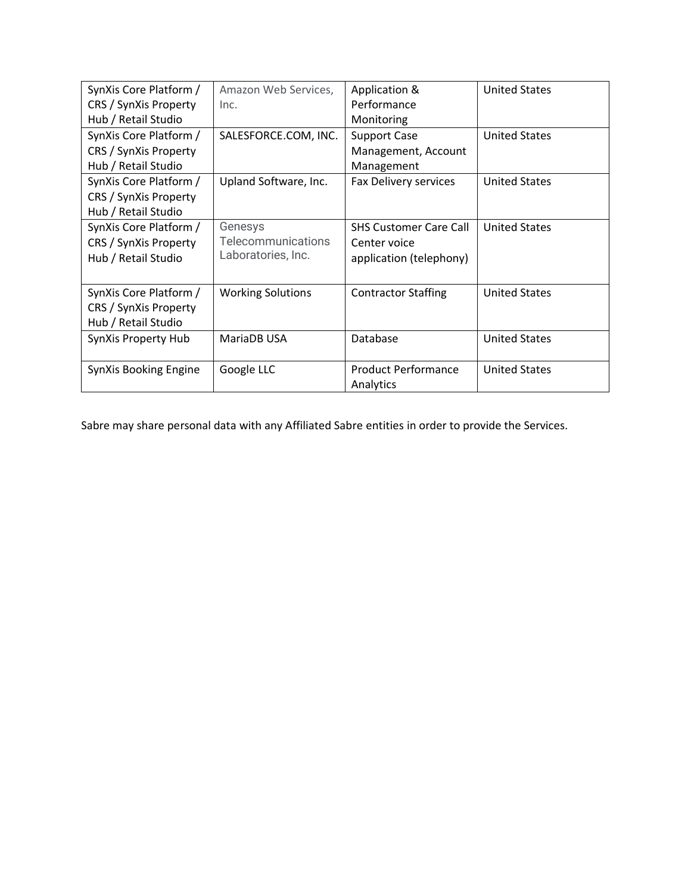| | | | |
|---|---|---|---|
| SynXis Core Platform / CRS / SynXis Property Hub / Retail Studio | Amazon Web Services, Inc. | Application & Performance Monitoring | United States |
| SynXis Core Platform / CRS / SynXis Property Hub / Retail Studio | SALESFORCE.COM, INC. | Support Case Management, Account Management | United States |
| SynXis Core Platform / CRS / SynXis Property Hub / Retail Studio | Upland Software, Inc. | Fax Delivery services | United States |
| SynXis Core Platform / CRS / SynXis Property Hub / Retail Studio | Genesys Telecommunications Laboratories, Inc. | SHS Customer Care Call Center voice application (telephony) | United States |
| SynXis Core Platform / CRS / SynXis Property Hub / Retail Studio | Working Solutions | Contractor Staffing | United States |
| SynXis Property Hub | MariaDB USA | Database | United States |
| SynXis Booking Engine | Google LLC | Product Performance Analytics | United States |

Sabre may share personal data with any Affiliated Sabre entities in order to provide the Services.